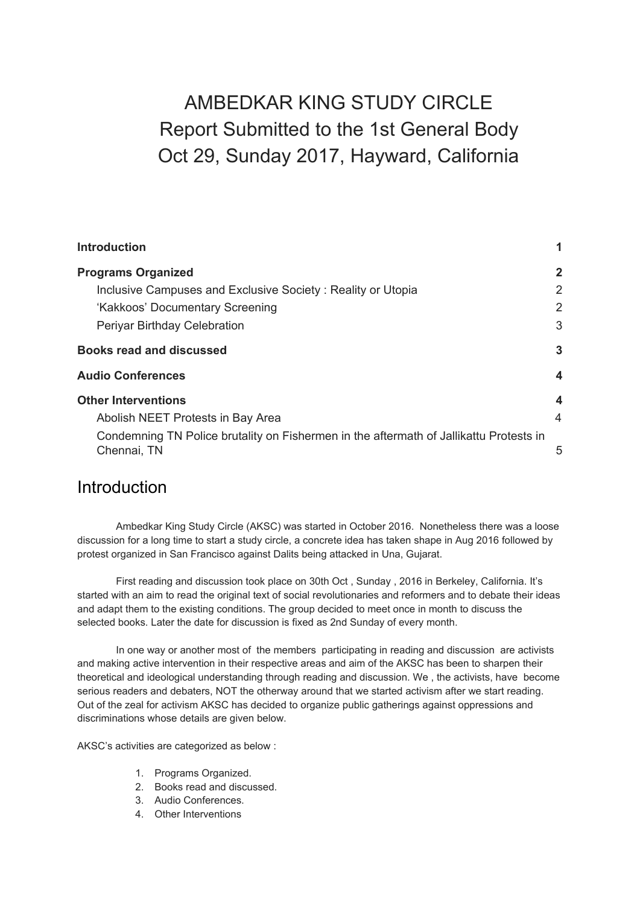# AMBEDKAR KING STUDY CIRCLE
# Report Submitted to the 1st General Body
# Oct 29, Sunday 2017, Hayward, California

| | |
|---|---|
| **Introduction** | **1** |
| **Programs Organized** | **2** |
| Inclusive Campuses and Exclusive Society : Reality or Utopia | 2 |
| 'Kakkoos' Documentary Screening | 2 |
| Periyar Birthday Celebration | 3 |
| **Books read and discussed** | **3** |
| **Audio Conferences** | **4** |
| **Other Interventions** | **4** |
| Abolish NEET Protests in Bay Area | 4 |
| Condemning TN Police brutality on Fishermen in the aftermath of Jallikattu Protests in Chennai, TN | 5 |

## Introduction

Ambedkar King Study Circle (AKSC) was started in October 2016. Nonetheless there was a loose discussion for a long time to start a study circle, a concrete idea has taken shape in Aug 2016 followed by protest organized in San Francisco against Dalits being attacked in Una, Gujarat.

First reading and discussion took place on 30th Oct , Sunday , 2016 in Berkeley, California. It's started with an aim to read the original text of social revolutionaries and reformers and to debate their ideas and adapt them to the existing conditions. The group decided to meet once in month to discuss the selected books. Later the date for discussion is fixed as 2nd Sunday of every month.

In one way or another most of the members participating in reading and discussion are activists and making active intervention in their respective areas and aim of the AKSC has been to sharpen their theoretical and ideological understanding through reading and discussion. We , the activists, have become serious readers and debaters, NOT the otherway around that we started activism after we start reading. Out of the zeal for activism AKSC has decided to organize public gatherings against oppressions and discriminations whose details are given below.

AKSC's activities are categorized as below :

1. Programs Organized.
2. Books read and discussed.
3. Audio Conferences.
4. Other Interventions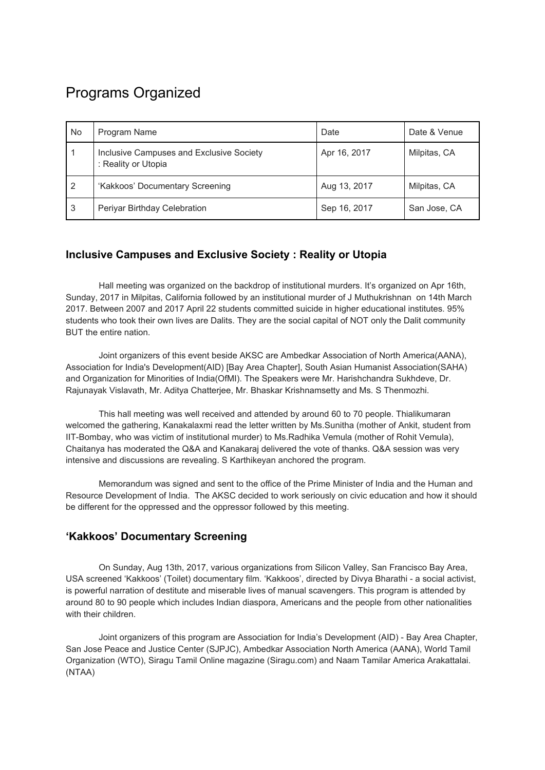# Programs Organized

| No | Program Name | Date | Date & Venue |
|---|---|---|---|
| 1 | Inclusive Campuses and Exclusive Society : Reality or Utopia | Apr 16, 2017 | Milpitas, CA |
| 2 | 'Kakkoos' Documentary Screening | Aug 13, 2017 | Milpitas, CA |
| 3 | Periyar Birthday Celebration | Sep 16, 2017 | San Jose, CA |

## Inclusive Campuses and Exclusive Society : Reality or Utopia

Hall meeting was organized on the backdrop of institutional murders. It's organized on Apr 16th, Sunday, 2017 in Milpitas, California followed by an institutional murder of J Muthukrishnan on 14th March 2017. Between 2007 and 2017 April 22 students committed suicide in higher educational institutes. 95% students who took their own lives are Dalits. They are the social capital of NOT only the Dalit community BUT the entire nation.

Joint organizers of this event beside AKSC are Ambedkar Association of North America(AANA), Association for India's Development(AID) [Bay Area Chapter], South Asian Humanist Association(SAHA) and Organization for Minorities of India(OfMI). The Speakers were Mr. Harishchandra Sukhdeve, Dr. Rajunayak Vislavath, Mr. Aditya Chatterjee, Mr. Bhaskar Krishnamsetty and Ms. S Thenmozhi.

This hall meeting was well received and attended by around 60 to 70 people. Thialikumaran welcomed the gathering, Kanakalaxmi read the letter written by Ms.Sunitha (mother of Ankit, student from IIT-Bombay, who was victim of institutional murder) to Ms.Radhika Vemula (mother of Rohit Vemula), Chaitanya has moderated the Q&A and Kanakaraj delivered the vote of thanks. Q&A session was very intensive and discussions are revealing. S Karthikeyan anchored the program.

Memorandum was signed and sent to the office of the Prime Minister of India and the Human and Resource Development of India. The AKSC decided to work seriously on civic education and how it should be different for the oppressed and the oppressor followed by this meeting.

## 'Kakkoos' Documentary Screening

On Sunday, Aug 13th, 2017, various organizations from Silicon Valley, San Francisco Bay Area, USA screened 'Kakkoos' (Toilet) documentary film. 'Kakkoos', directed by Divya Bharathi - a social activist, is powerful narration of destitute and miserable lives of manual scavengers. This program is attended by around 80 to 90 people which includes Indian diaspora, Americans and the people from other nationalities with their children.

Joint organizers of this program are Association for India's Development (AID) - Bay Area Chapter, San Jose Peace and Justice Center (SJPJC), Ambedkar Association North America (AANA), World Tamil Organization (WTO), Siragu Tamil Online magazine (Siragu.com) and Naam Tamilar America Arakattalai. (NTAA)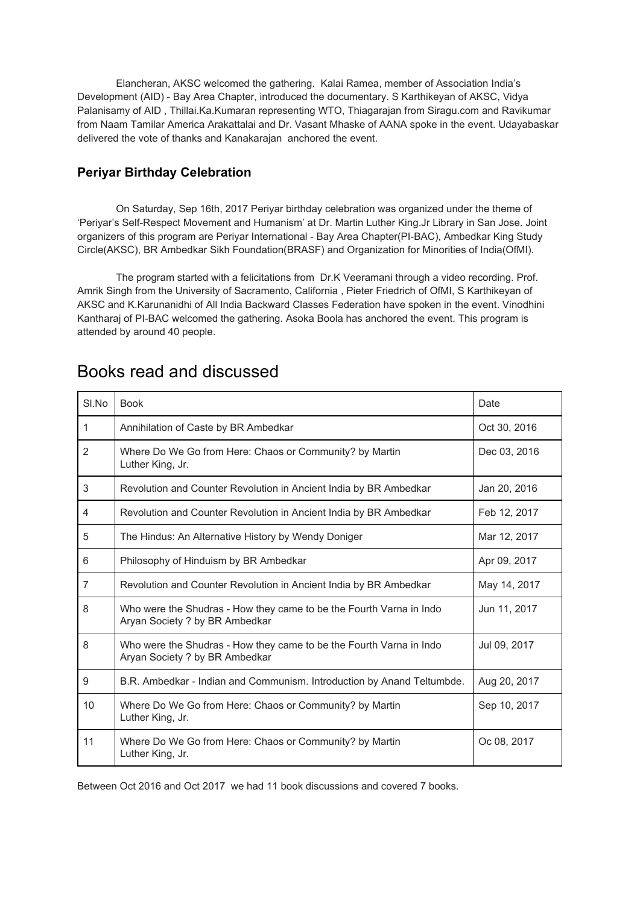Elancheran, AKSC welcomed the gathering. Kalai Ramea, member of Association India's Development (AID) - Bay Area Chapter, introduced the documentary. S Karthikeyan of AKSC, Vidya Palanisamy of AID , Thillai.Ka.Kumaran representing WTO, Thiagarajan from Siragu.com and Ravikumar from Naam Tamilar America Arakattalai and Dr. Vasant Mhaske of AANA spoke in the event. Udayabaskar delivered the vote of thanks and Kanakarajan anchored the event.

### Periyar Birthday Celebration

On Saturday, Sep 16th, 2017 Periyar birthday celebration was organized under the theme of 'Periyar's Self-Respect Movement and Humanism' at Dr. Martin Luther King.Jr Library in San Jose. Joint organizers of this program are Periyar International - Bay Area Chapter(PI-BAC), Ambedkar King Study Circle(AKSC), BR Ambedkar Sikh Foundation(BRASF) and Organization for Minorities of India(OfMI).

The program started with a felicitations from Dr.K Veeramani through a video recording. Prof. Amrik Singh from the University of Sacramento, California , Pieter Friedrich of OfMI, S Karthikeyan of AKSC and K.Karunanidhi of All India Backward Classes Federation have spoken in the event. Vinodhini Kantharaj of PI-BAC welcomed the gathering. Asoka Boola has anchored the event. This program is attended by around 40 people.

## Books read and discussed

| Sl.No | Book | Date |
|---|---|---|
| 1 | Annihilation of Caste by BR Ambedkar | Oct 30, 2016 |
| 2 | Where Do We Go from Here: Chaos or Community? by Martin Luther King, Jr. | Dec 03, 2016 |
| 3 | Revolution and Counter Revolution in Ancient India by BR Ambedkar | Jan 20, 2016 |
| 4 | Revolution and Counter Revolution in Ancient India by BR Ambedkar | Feb 12, 2017 |
| 5 | The Hindus: An Alternative History by Wendy Doniger | Mar 12, 2017 |
| 6 | Philosophy of Hinduism by BR Ambedkar | Apr 09, 2017 |
| 7 | Revolution and Counter Revolution in Ancient India by BR Ambedkar | May 14, 2017 |
| 8 | Who were the Shudras - How they came to be the Fourth Varna in Indo Aryan Society ? by BR Ambedkar | Jun 11, 2017 |
| 8 | Who were the Shudras - How they came to be the Fourth Varna in Indo Aryan Society ? by BR Ambedkar | Jul 09, 2017 |
| 9 | B.R. Ambedkar - Indian and Communism. Introduction by Anand Teltumbde. | Aug 20, 2017 |
| 10 | Where Do We Go from Here: Chaos or Community? by Martin Luther King, Jr. | Sep 10, 2017 |
| 11 | Where Do We Go from Here: Chaos or Community? by Martin Luther King, Jr. | Oc 08, 2017 |

Between Oct 2016 and Oct 2017 we had 11 book discussions and covered 7 books.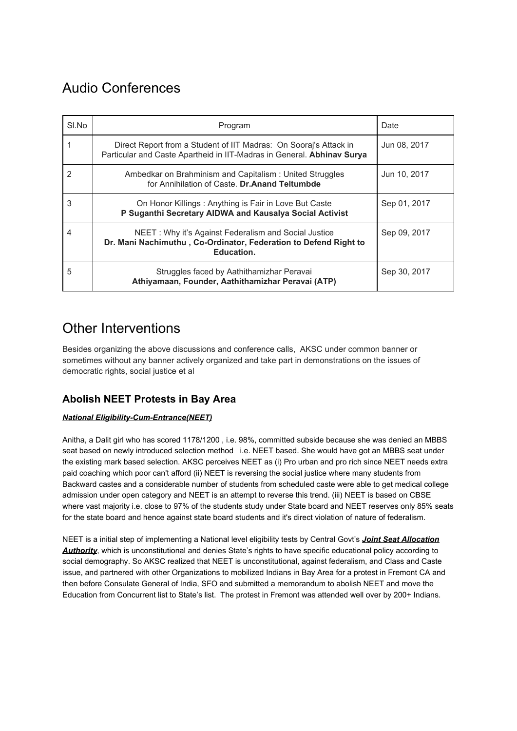## Audio Conferences

| Sl.No | Program | Date |
|---|---|---|
| 1 | Direct Report from a Student of IIT Madras: On Sooraj's Attack in Particular and Caste Apartheid in IIT-Madras in General. **Abhinav Surya** | Jun 08, 2017 |
| 2 | Ambedkar on Brahminism and Capitalism : United Struggles for Annihilation of Caste. **Dr.Anand Teltumbde** | Jun 10, 2017 |
| 3 | On Honor Killings : Anything is Fair in Love But Caste **P Suganthi Secretary AIDWA and Kausalya Social Activist** | Sep 01, 2017 |
| 4 | NEET : Why it's Against Federalism and Social Justice **Dr. Mani Nachimuthu , Co-Ordinator, Federation to Defend Right to Education.** | Sep 09, 2017 |
| 5 | Struggles faced by Aathithamizhar Peravai **Athiyamaan, Founder, Aathithamizhar Peravai (ATP)** | Sep 30, 2017 |

## Other Interventions

Besides organizing the above discussions and conference calls, AKSC under common banner or sometimes without any banner actively organized and take part in demonstrations on the issues of democratic rights, social justice et al

### Abolish NEET Protests in Bay Area

***National Eligibility-Cum-Entrance(NEET)***

Anitha, a Dalit girl who has scored 1178/1200 , i.e. 98%, committed subside because she was denied an MBBS seat based on newly introduced selection method i.e. NEET based. She would have got an MBBS seat under the existing mark based selection. AKSC perceives NEET as (i) Pro urban and pro rich since NEET needs extra paid coaching which poor can't afford (ii) NEET is reversing the social justice where many students from Backward castes and a considerable number of students from scheduled caste were able to get medical college admission under open category and NEET is an attempt to reverse this trend. (iii) NEET is based on CBSE where vast majority i.e. close to 97% of the students study under State board and NEET reserves only 85% seats for the state board and hence against state board students and it's direct violation of nature of federalism.

NEET is a initial step of implementing a National level eligibility tests by Central Govt's ***Joint Seat Allocation Authority***, which is unconstitutional and denies State's rights to have specific educational policy according to social demography. So AKSC realized that NEET is unconstitutional, against federalism, and Class and Caste issue, and partnered with other Organizations to mobilized Indians in Bay Area for a protest in Fremont CA and then before Consulate General of India, SFO and submitted a memorandum to abolish NEET and move the Education from Concurrent list to State's list. The protest in Fremont was attended well over by 200+ Indians.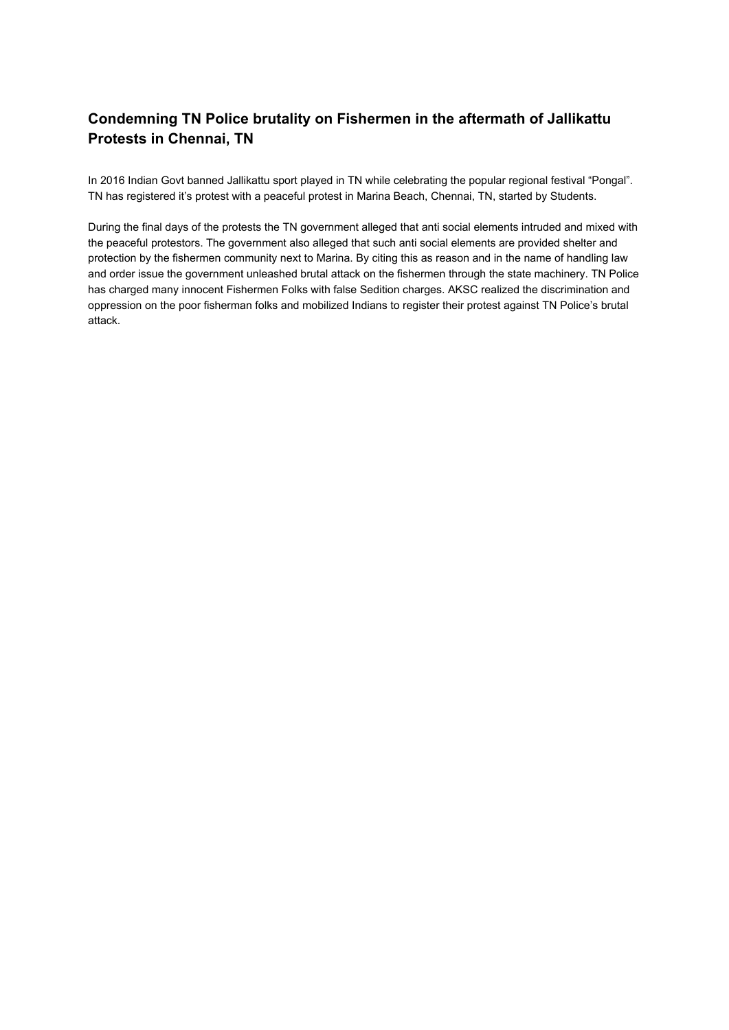## Condemning TN Police brutality on Fishermen in the aftermath of Jallikattu Protests in Chennai, TN

In 2016 Indian Govt banned Jallikattu sport played in TN while celebrating the popular regional festival "Pongal". TN has registered it's protest with a peaceful protest in Marina Beach, Chennai, TN, started by Students.

During the final days of the protests the TN government alleged that anti social elements intruded and mixed with the peaceful protestors. The government also alleged that such anti social elements are provided shelter and protection by the fishermen community next to Marina. By citing this as reason and in the name of handling law and order issue the government unleashed brutal attack on the fishermen through the state machinery. TN Police has charged many innocent Fishermen Folks with false Sedition charges. AKSC realized the discrimination and oppression on the poor fisherman folks and mobilized Indians to register their protest against TN Police's brutal attack.